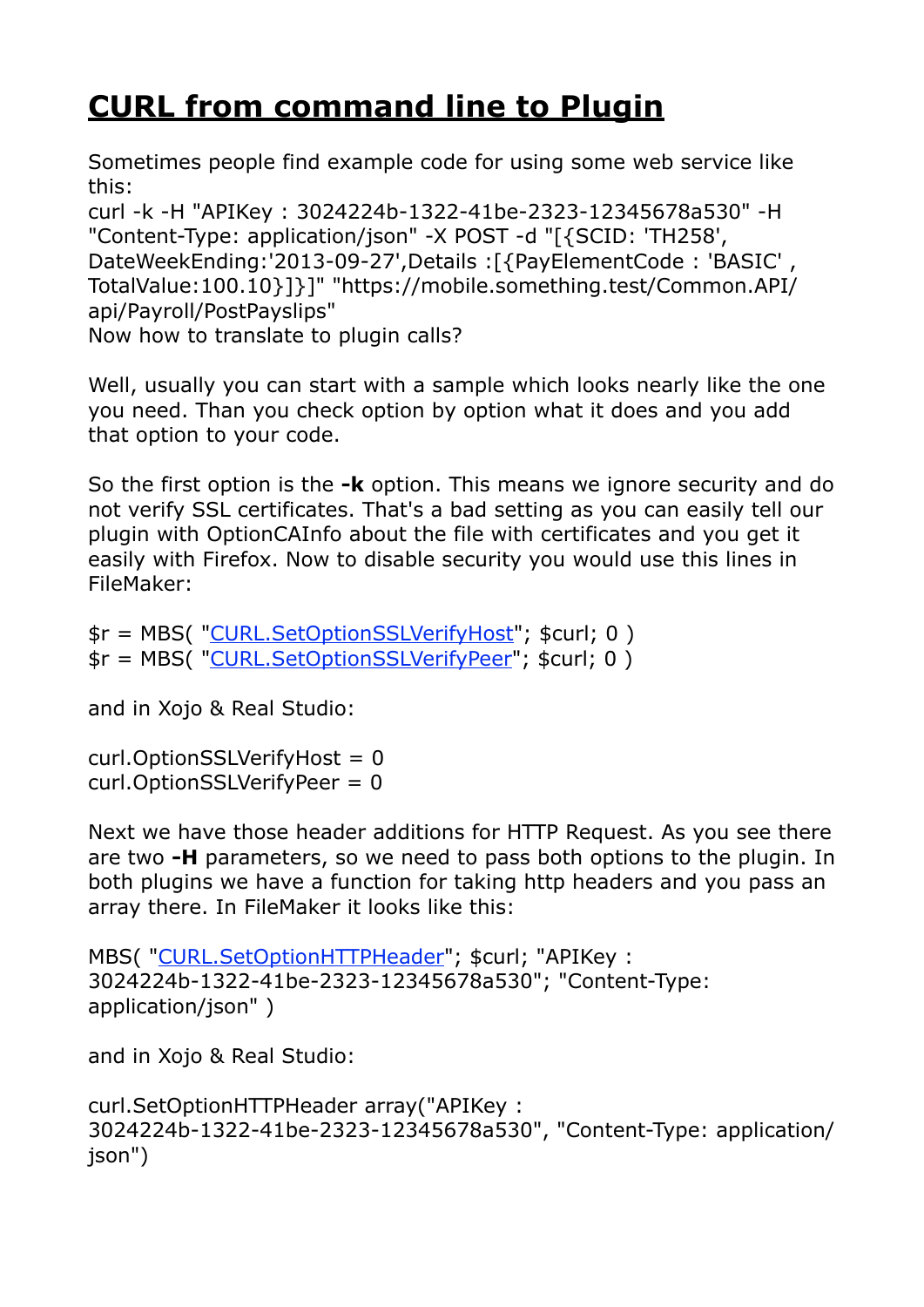# CURL from command line to Plugin

Sometimes people find example code for using some web service like this:
curl -k -H "APIKey : 3024224b-1322-41be-2323-12345678a530" -H "Content-Type: application/json" -X POST -d "[{SCID: 'TH258', DateWeekEnding:'2013-09-27',Details :[{PayElementCode : 'BASIC' , TotalValue:100.10}]}]" "https://mobile.something.test/Common.API/api/Payroll/PostPayslips"
Now how to translate to plugin calls?

Well, usually you can start with a sample which looks nearly like the one you need. Than you check option by option what it does and you add that option to your code.

So the first option is the **-k** option. This means we ignore security and do not verify SSL certificates. That's a bad setting as you can easily tell our plugin with OptionCAInfo about the file with certificates and you get it easily with Firefox. Now to disable security you would use this lines in FileMaker:

```
$r = MBS( "CURL.SetOptionSSLVerifyHost"; $curl; 0 )
$r = MBS( "CURL.SetOptionSSLVerifyPeer"; $curl; 0 )
```

and in Xojo & Real Studio:

```
curl.OptionSSLVerifyHost = 0
curl.OptionSSLVerifyPeer = 0
```

Next we have those header additions for HTTP Request. As you see there are two **-H** parameters, so we need to pass both options to the plugin. In both plugins we have a function for taking http headers and you pass an array there. In FileMaker it looks like this:

```
MBS( "CURL.SetOptionHTTPHeader"; $curl; "APIKey : 3024224b-1322-41be-2323-12345678a530"; "Content-Type: application/json" )
```

and in Xojo & Real Studio:

```
curl.SetOptionHTTPHeader array("APIKey : 3024224b-1322-41be-2323-12345678a530", "Content-Type: application/json")
```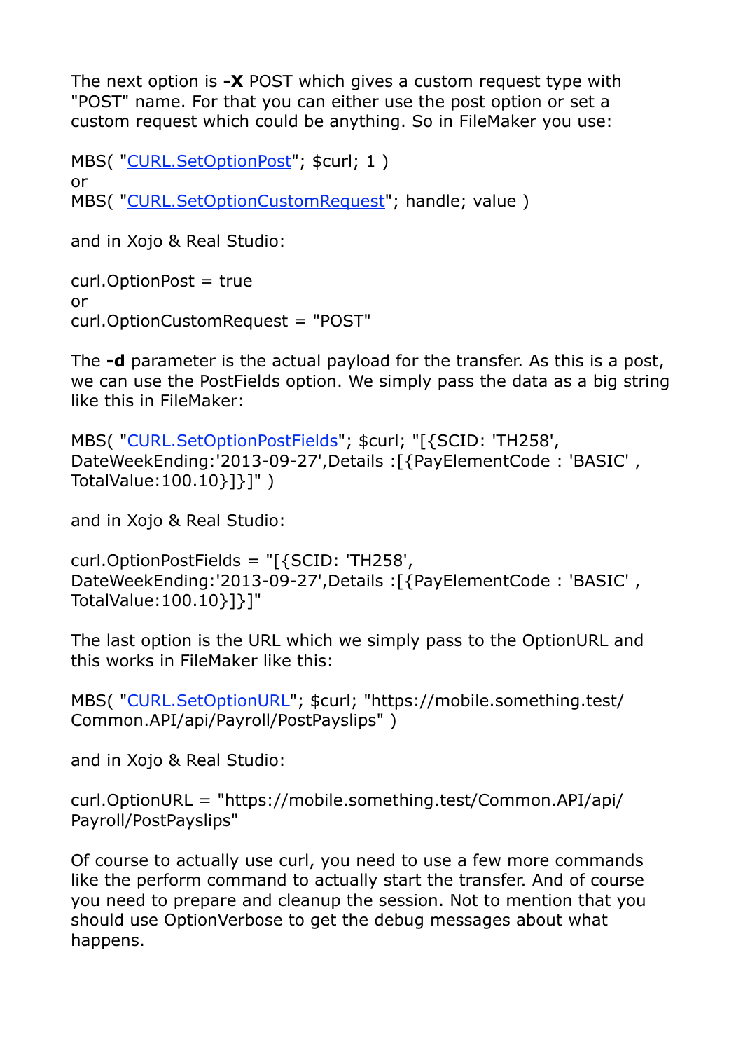The next option is **-X** POST which gives a custom request type with "POST" name. For that you can either use the post option or set a custom request which could be anything. So in FileMaker you use:

MBS( "[CURL.SetOptionPost]"; $curl; 1 )
or
MBS( "[CURL.SetOptionCustomRequest]"; handle; value )

and in Xojo & Real Studio:

curl.OptionPost = true
or
curl.OptionCustomRequest = "POST"

The **-d** parameter is the actual payload for the transfer. As this is a post, we can use the PostFields option. We simply pass the data as a big string like this in FileMaker:

MBS( "[CURL.SetOptionPostFields]"; $curl; "[{SCID: 'TH258', DateWeekEnding:'2013-09-27',Details :[{PayElementCode : 'BASIC' , TotalValue:100.10}]}]" )

and in Xojo & Real Studio:

curl.OptionPostFields = "[{SCID: 'TH258', DateWeekEnding:'2013-09-27',Details :[{PayElementCode : 'BASIC' , TotalValue:100.10}]}]"

The last option is the URL which we simply pass to the OptionURL and this works in FileMaker like this:

MBS( "[CURL.SetOptionURL]"; $curl; "https://mobile.something.test/Common.API/api/Payroll/PostPayslips" )

and in Xojo & Real Studio:

curl.OptionURL = "https://mobile.something.test/Common.API/api/Payroll/PostPayslips"

Of course to actually use curl, you need to use a few more commands like the perform command to actually start the transfer. And of course you need to prepare and cleanup the session. Not to mention that you should use OptionVerbose to get the debug messages about what happens.